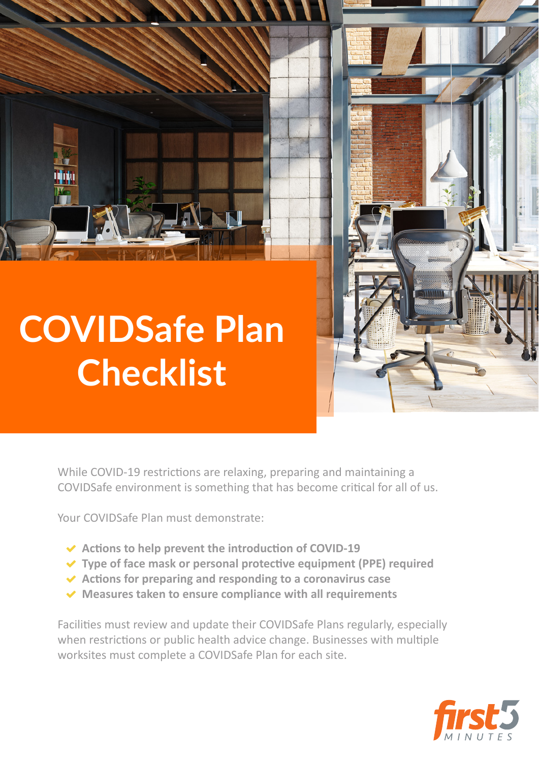# COVIDSafe Plan Checklist

While COVID-19 restrictions are relaxing, preparing and maintaining a COVIDSafe environment is something that has become critical for all of us.

Your COVIDSafe Plan must demonstrate:

- **Actions to help prevent the introduction of COVID-19**
- **Type of face mask or personal protective equipment (PPE) required**
- **Actions for preparing and responding to a coronavirus case**
- **Measures taken to ensure compliance with all requirements**

Facilities must review and update their COVIDSafe Plans regularly, especially when restrictions or public health advice change. Businesses with multiple worksites must complete a COVIDSafe Plan for each site.

first5 MINUTES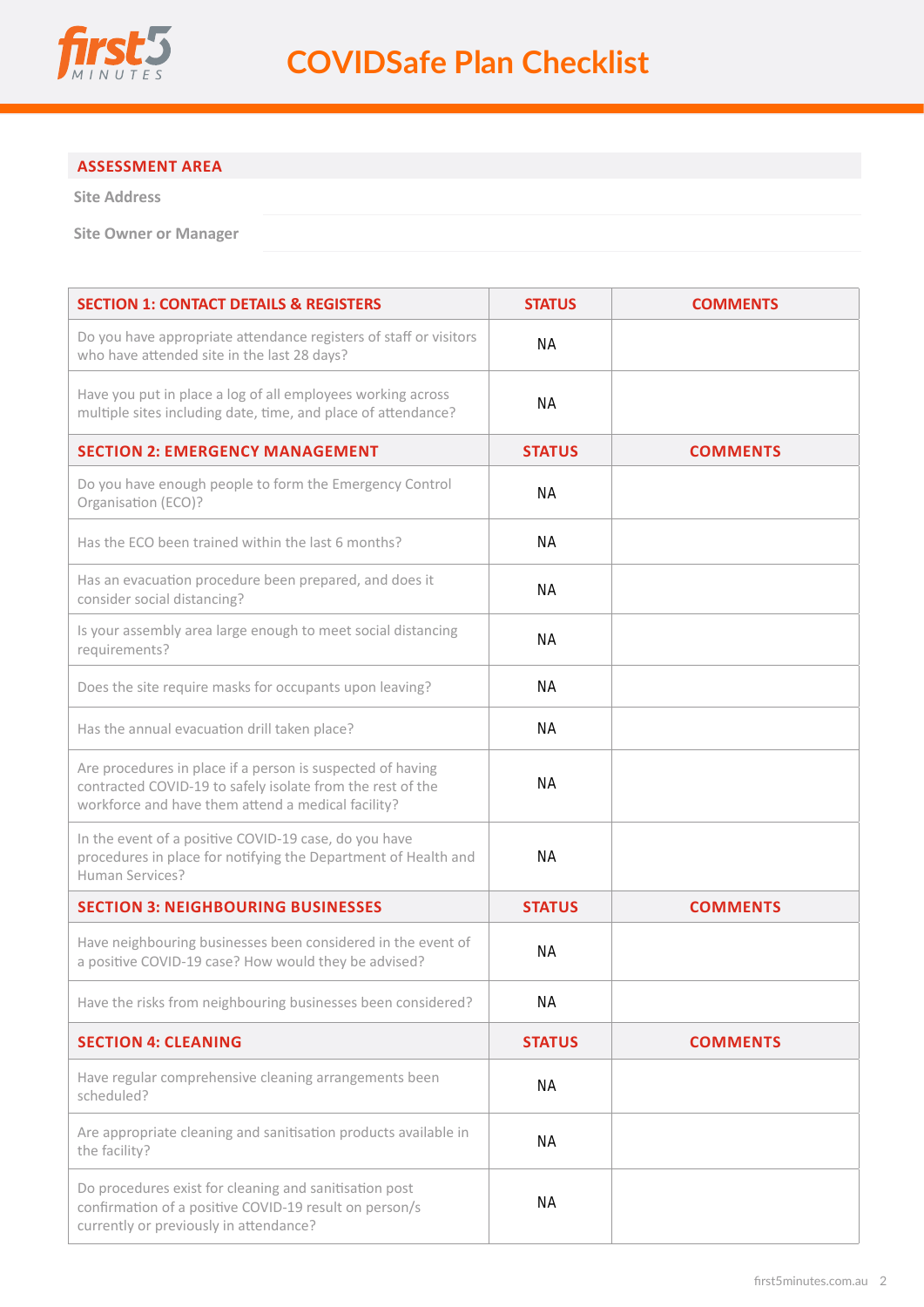# COVIDSafe Plan Checklist

## ASSESSMENT AREA

| | |
|---|---|
| Site Address | |
| Site Owner or Manager | |

| SECTION 1: CONTACT DETAILS & REGISTERS | STATUS | COMMENTS |
|---|---|---|
| Do you have appropriate attendance registers of staff or visitors who have attended site in the last 28 days? | NA | |
| Have you put in place a log of all employees working across multiple sites including date, time, and place of attendance? | NA | |
| **SECTION 2: EMERGENCY MANAGEMENT** | **STATUS** | **COMMENTS** |
| Do you have enough people to form the Emergency Control Organisation (ECO)? | NA | |
| Has the ECO been trained within the last 6 months? | NA | |
| Has an evacuation procedure been prepared, and does it consider social distancing? | NA | |
| Is your assembly area large enough to meet social distancing requirements? | NA | |
| Does the site require masks for occupants upon leaving? | NA | |
| Has the annual evacuation drill taken place? | NA | |
| Are procedures in place if a person is suspected of having contracted COVID-19 to safely isolate from the rest of the workforce and have them attend a medical facility? | NA | |
| In the event of a positive COVID-19 case, do you have procedures in place for notifying the Department of Health and Human Services? | NA | |
| **SECTION 3: NEIGHBOURING BUSINESSES** | **STATUS** | **COMMENTS** |
| Have neighbouring businesses been considered in the event of a positive COVID-19 case? How would they be advised? | NA | |
| Have the risks from neighbouring businesses been considered? | NA | |
| **SECTION 4: CLEANING** | **STATUS** | **COMMENTS** |
| Have regular comprehensive cleaning arrangements been scheduled? | NA | |
| Are appropriate cleaning and sanitisation products available in the facility? | NA | |
| Do procedures exist for cleaning and sanitisation post confirmation of a positive COVID-19 result on person/s currently or previously in attendance? | NA | |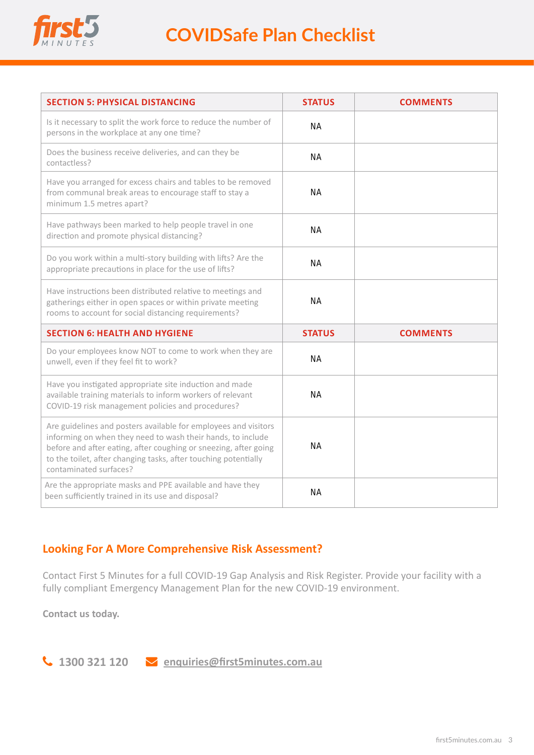# COVIDSafe Plan Checklist

| SECTION 5: PHYSICAL DISTANCING | STATUS | COMMENTS |
|---|---|---|
| Is it necessary to split the work force to reduce the number of persons in the workplace at any one time? | NA | |
| Does the business receive deliveries, and can they be contactless? | NA | |
| Have you arranged for excess chairs and tables to be removed from communal break areas to encourage staff to stay a minimum 1.5 metres apart? | NA | |
| Have pathways been marked to help people travel in one direction and promote physical distancing? | NA | |
| Do you work within a multi-story building with lifts? Are the appropriate precautions in place for the use of lifts? | NA | |
| Have instructions been distributed relative to meetings and gatherings either in open spaces or within private meeting rooms to account for social distancing requirements? | NA | |
| **SECTION 6: HEALTH AND HYGIENE** | **STATUS** | **COMMENTS** |
| Do your employees know NOT to come to work when they are unwell, even if they feel fit to work? | NA | |
| Have you instigated appropriate site induction and made available training materials to inform workers of relevant COVID-19 risk management policies and procedures? | NA | |
| Are guidelines and posters available for employees and visitors informing on when they need to wash their hands, to include before and after eating, after coughing or sneezing, after going to the toilet, after changing tasks, after touching potentially contaminated surfaces? | NA | |
| Are the appropriate masks and PPE available and have they been sufficiently trained in its use and disposal? | NA | |

## Looking For A More Comprehensive Risk Assessment?

Contact First 5 Minutes for a full COVID-19 Gap Analysis and Risk Register. Provide your facility with a fully compliant Emergency Management Plan for the new COVID-19 environment.

**Contact us today.**

1300 321 120    enquiries@first5minutes.com.au